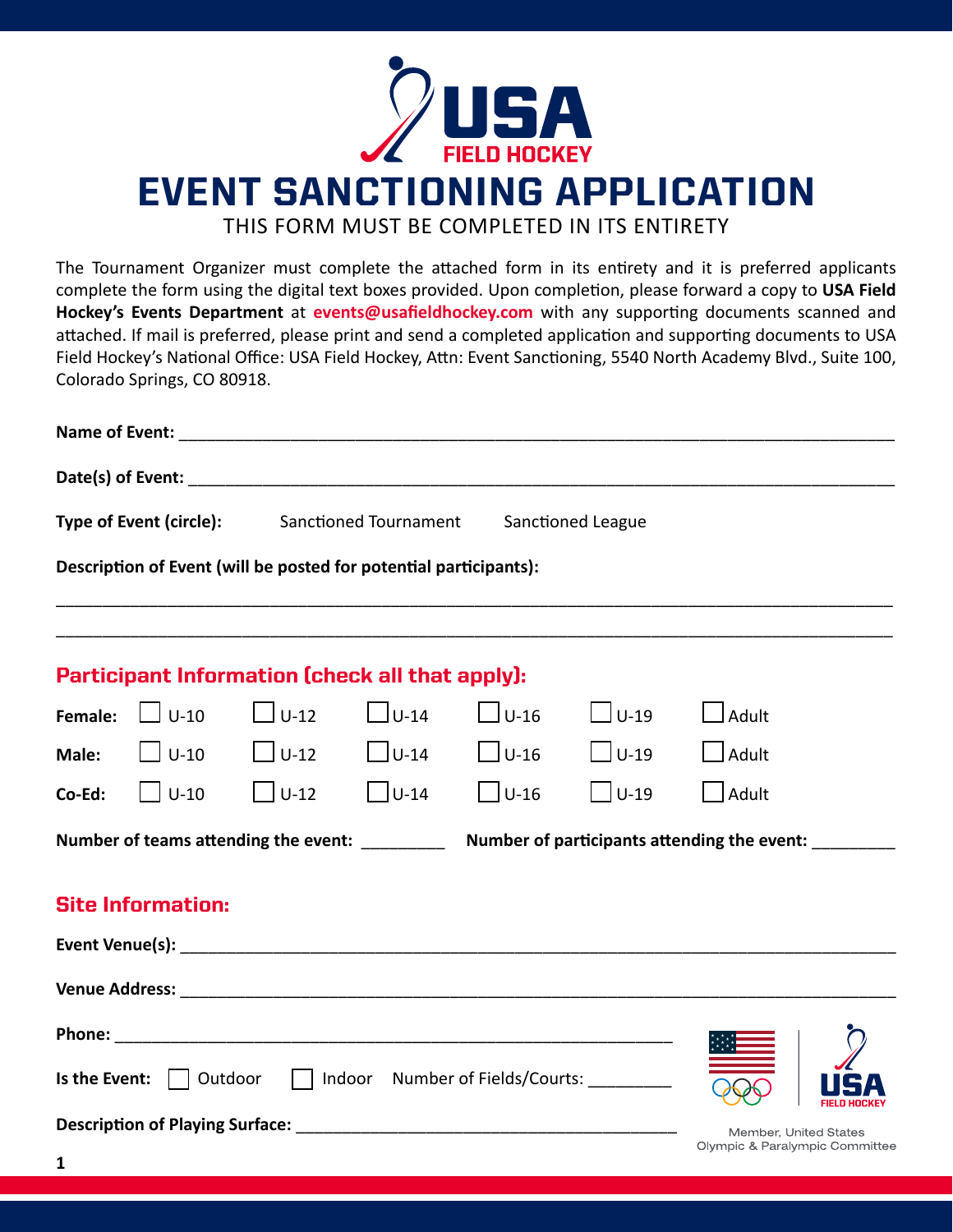# EVENT SANCTIONING APPLICATION

THIS FORM MUST BE COMPLETED IN ITS ENTIRETY

The Tournament Organizer must complete the attached form in its entirety and it is preferred applicants complete the form using the digital text boxes provided. Upon completion, please forward a copy to **USA Field Hockey's Events Department** at **events@usafieldhockey.com** with any supporting documents scanned and attached. If mail is preferred, please print and send a completed application and supporting documents to USA Field Hockey's National Office: USA Field Hockey, Attn: Event Sanctioning, 5540 North Academy Blvd., Suite 100, Colorado Springs, CO 80918.

**Name of Event:** ____________________________________________

**Date(s) of Event:** ____________________________________________

**Type of Event (circle):** Sanctioned Tournament Sanctioned League

**Description of Event (will be posted for potential participants):**

____________________________________________

____________________________________________

## Participant Information (check all that apply):

**Female:** ☐ U-10 ☐ U-12 ☐ U-14 ☐ U-16 ☐ U-19 ☐ Adult

**Male:** ☐ U-10 ☐ U-12 ☐ U-14 ☐ U-16 ☐ U-19 ☐ Adult

**Co-Ed:** ☐ U-10 ☐ U-12 ☐ U-14 ☐ U-16 ☐ U-19 ☐ Adult

**Number of teams attending the event:** _________ **Number of participants attending the event:** _________

## Site Information:

**Event Venue(s):** ____________________________________________

**Venue Address:** ____________________________________________

**Phone:** ____________________________________________

**Is the Event:** ☐ Outdoor ☐ Indoor Number of Fields/Courts: _________

**Description of Playing Surface:** ____________________________________________

Member, United States Olympic & Paralympic Committee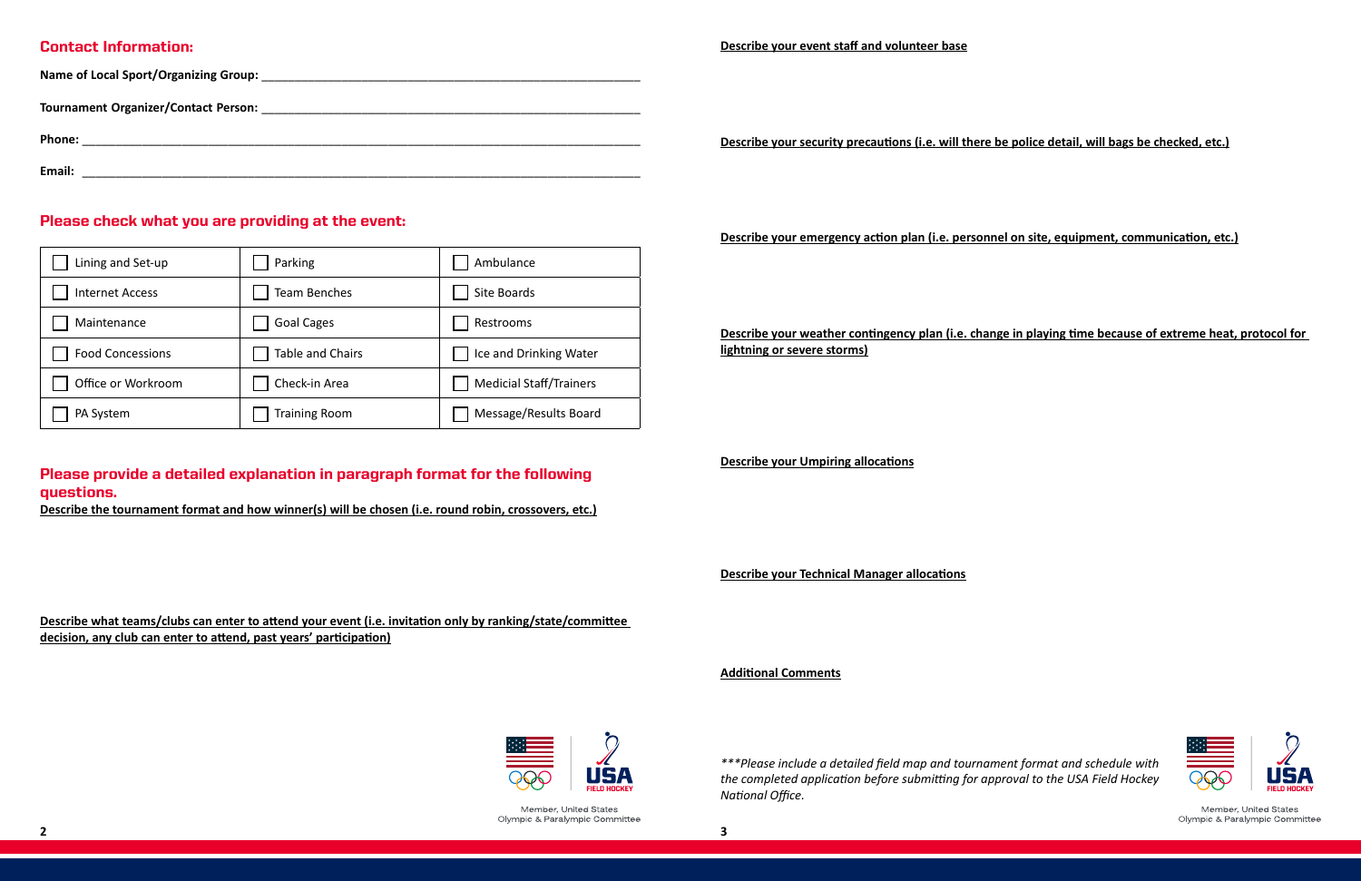## Contact Information:

**Name of Local Sport/Organizing Group:** ______________________________

**Tournament Organizer/Contact Person:** ______________________________

**Phone:** ______________________________

**Email:** ______________________________

## Please check what you are providing at the event:

| | | |
|---|---|---|
| ☐ Lining and Set-up | ☐ Parking | ☐ Ambulance |
| ☐ Internet Access | ☐ Team Benches | ☐ Site Boards |
| ☐ Maintenance | ☐ Goal Cages | ☐ Restrooms |
| ☐ Food Concessions | ☐ Table and Chairs | ☐ Ice and Drinking Water |
| ☐ Office or Workroom | ☐ Check-in Area | ☐ Medicial Staff/Trainers |
| ☐ PA System | ☐ Training Room | ☐ Message/Results Board |

## Please provide a detailed explanation in paragraph format for the following questions.

**Describe the tournament format and how winner(s) will be chosen (i.e. round robin, crossovers, etc.)**

**Describe what teams/clubs can enter to attend your event (i.e. invitation only by ranking/state/committee decision, any club can enter to attend, past years' participation)**

Member, United States Olympic & Paralympic Committee

**Describe your event staff and volunteer base**

**Describe your security precautions (i.e. will there be police detail, will bags be checked, etc.)**

**Describe your emergency action plan (i.e. personnel on site, equipment, communication, etc.)**

**Describe your weather contingency plan (i.e. change in playing time because of extreme heat, protocol for lightning or severe storms)**

**Describe your Umpiring allocations**

**Describe your Technical Manager allocations**

**Additional Comments**

*\*\*\*Please include a detailed field map and tournament format and schedule with the completed application before submitting for approval to the USA Field Hockey National Office.*

Member, United States Olympic & Paralympic Committee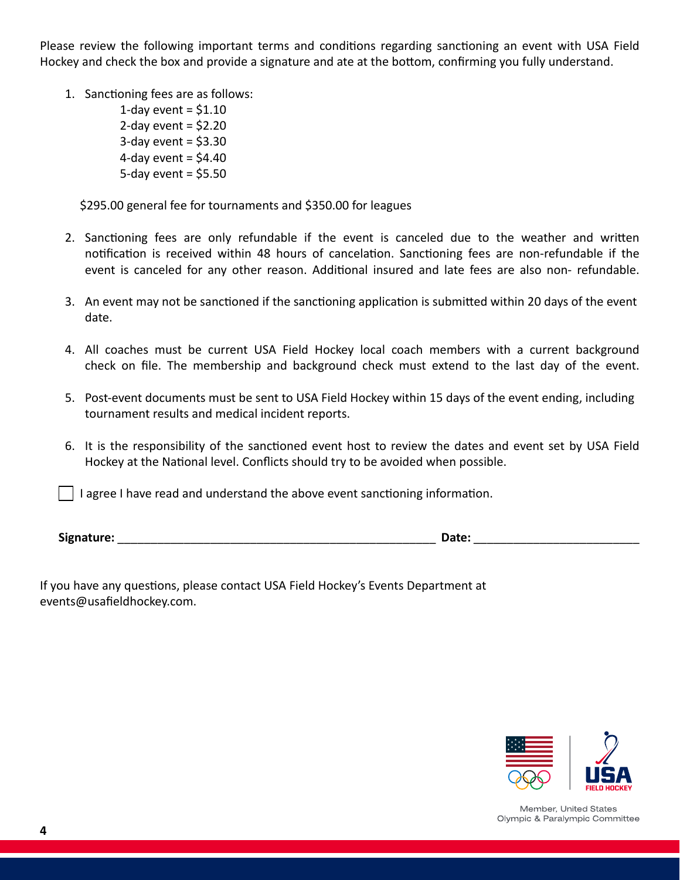Please review the following important terms and conditions regarding sanctioning an event with USA Field Hockey and check the box and provide a signature and ate at the bottom, confirming you fully understand.

1. Sanctioning fees are as follows:
   1-day event = $1.10
   2-day event = $2.20
   3-day event = $3.30
   4-day event = $4.40
   5-day event = $5.50

   $295.00 general fee for tournaments and $350.00 for leagues

2. Sanctioning fees are only refundable if the event is canceled due to the weather and written notification is received within 48 hours of cancelation. Sanctioning fees are non-refundable if the event is canceled for any other reason. Additional insured and late fees are also non- refundable.

3. An event may not be sanctioned if the sanctioning application is submitted within 20 days of the event date.

4. All coaches must be current USA Field Hockey local coach members with a current background check on file. The membership and background check must extend to the last day of the event.

5. Post-event documents must be sent to USA Field Hockey within 15 days of the event ending, including tournament results and medical incident reports.

6. It is the responsibility of the sanctioned event host to review the dates and event set by USA Field Hockey at the National level. Conflicts should try to be avoided when possible.

☐ I agree I have read and understand the above event sanctioning information.

**Signature:** ______________________________ **Date:** ______________________

If you have any questions, please contact USA Field Hockey's Events Department at events@usafieldhockey.com.

USA FIELD HOCKEY

Member, United States Olympic & Paralympic Committee